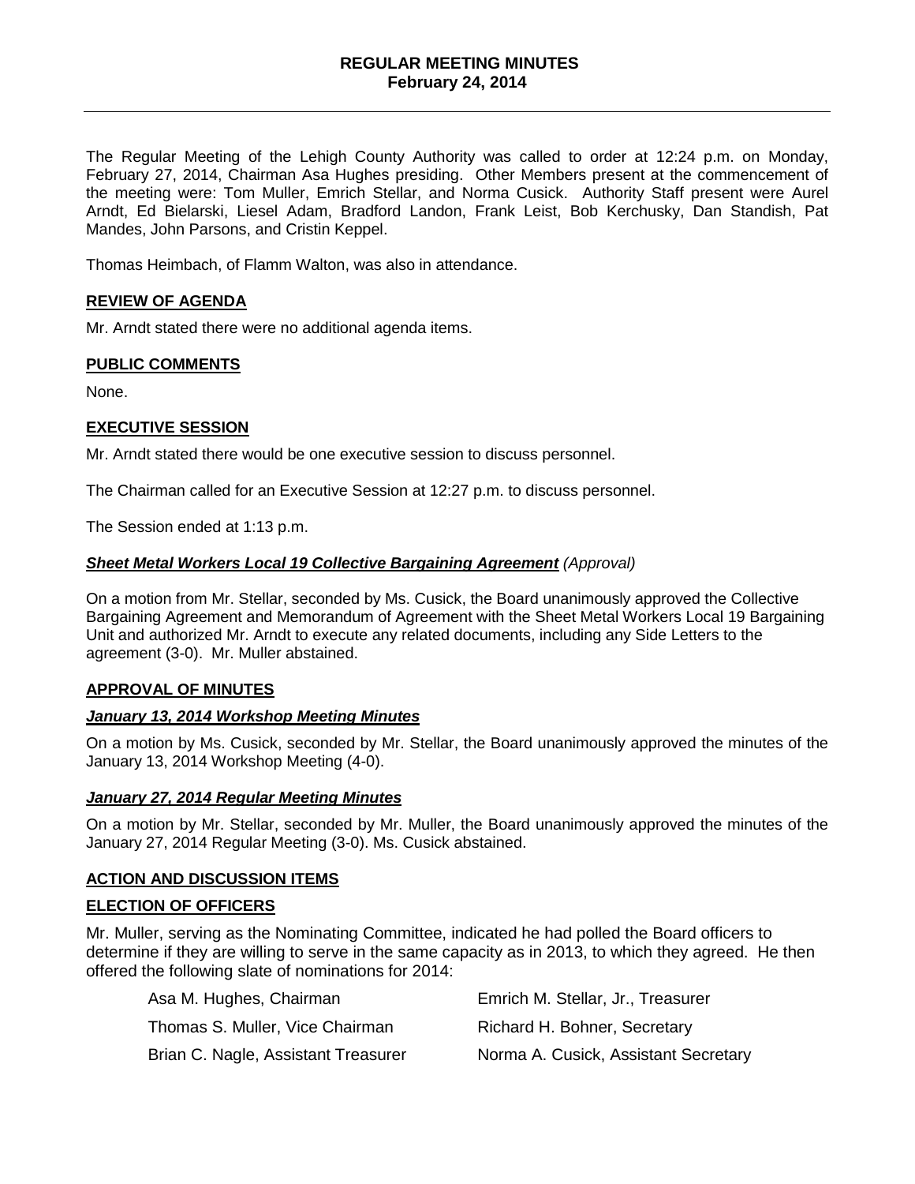# REGULAR MEETING MINUTES
## February 24, 2014

---

The Regular Meeting of the Lehigh County Authority was called to order at 12:24 p.m. on Monday, February 27, 2014, Chairman Asa Hughes presiding. Other Members present at the commencement of the meeting were: Tom Muller, Emrich Stellar, and Norma Cusick. Authority Staff present were Aurel Arndt, Ed Bielarski, Liesel Adam, Bradford Landon, Frank Leist, Bob Kerchusky, Dan Standish, Pat Mandes, John Parsons, and Cristin Keppel.

Thomas Heimbach, of Flamm Walton, was also in attendance.

### REVIEW OF AGENDA

Mr. Arndt stated there were no additional agenda items.

### PUBLIC COMMENTS

None.

### EXECUTIVE SESSION

Mr. Arndt stated there would be one executive session to discuss personnel.

The Chairman called for an Executive Session at 12:27 p.m. to discuss personnel.

The Session ended at 1:13 p.m.

#### ***Sheet Metal Workers Local 19 Collective Bargaining Agreement*** *(Approval)*

On a motion from Mr. Stellar, seconded by Ms. Cusick, the Board unanimously approved the Collective Bargaining Agreement and Memorandum of Agreement with the Sheet Metal Workers Local 19 Bargaining Unit and authorized Mr. Arndt to execute any related documents, including any Side Letters to the agreement (3-0). Mr. Muller abstained.

### APPROVAL OF MINUTES

#### ***January 13, 2014 Workshop Meeting Minutes***

On a motion by Ms. Cusick, seconded by Mr. Stellar, the Board unanimously approved the minutes of the January 13, 2014 Workshop Meeting (4-0).

#### ***January 27, 2014 Regular Meeting Minutes***

On a motion by Mr. Stellar, seconded by Mr. Muller, the Board unanimously approved the minutes of the January 27, 2014 Regular Meeting (3-0). Ms. Cusick abstained.

### ACTION AND DISCUSSION ITEMS

### ELECTION OF OFFICERS

Mr. Muller, serving as the Nominating Committee, indicated he had polled the Board officers to determine if they are willing to serve in the same capacity as in 2013, to which they agreed. He then offered the following slate of nominations for 2014:

| | |
|---|---|
| Asa M. Hughes, Chairman | Emrich M. Stellar, Jr., Treasurer |
| Thomas S. Muller, Vice Chairman | Richard H. Bohner, Secretary |
| Brian C. Nagle, Assistant Treasurer | Norma A. Cusick, Assistant Secretary |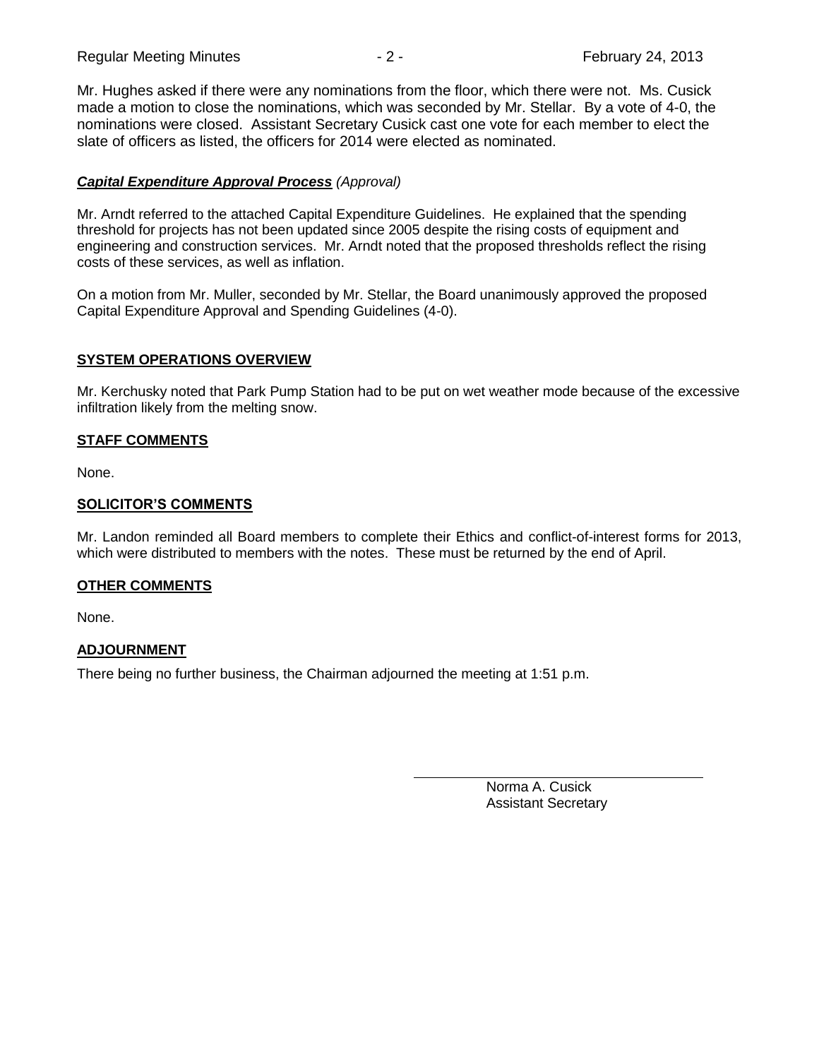Mr. Hughes asked if there were any nominations from the floor, which there were not. Ms. Cusick made a motion to close the nominations, which was seconded by Mr. Stellar. By a vote of 4-0, the nominations were closed. Assistant Secretary Cusick cast one vote for each member to elect the slate of officers as listed, the officers for 2014 were elected as nominated.

***Capital Expenditure Approval Process*** *(Approval)*

Mr. Arndt referred to the attached Capital Expenditure Guidelines. He explained that the spending threshold for projects has not been updated since 2005 despite the rising costs of equipment and engineering and construction services. Mr. Arndt noted that the proposed thresholds reflect the rising costs of these services, as well as inflation.

On a motion from Mr. Muller, seconded by Mr. Stellar, the Board unanimously approved the proposed Capital Expenditure Approval and Spending Guidelines (4-0).

## SYSTEM OPERATIONS OVERVIEW

Mr. Kerchusky noted that Park Pump Station had to be put on wet weather mode because of the excessive infiltration likely from the melting snow.

## STAFF COMMENTS

None.

## SOLICITOR'S COMMENTS

Mr. Landon reminded all Board members to complete their Ethics and conflict-of-interest forms for 2013, which were distributed to members with the notes. These must be returned by the end of April.

## OTHER COMMENTS

None.

## ADJOURNMENT

There being no further business, the Chairman adjourned the meeting at 1:51 p.m.

Norma A. Cusick
Assistant Secretary